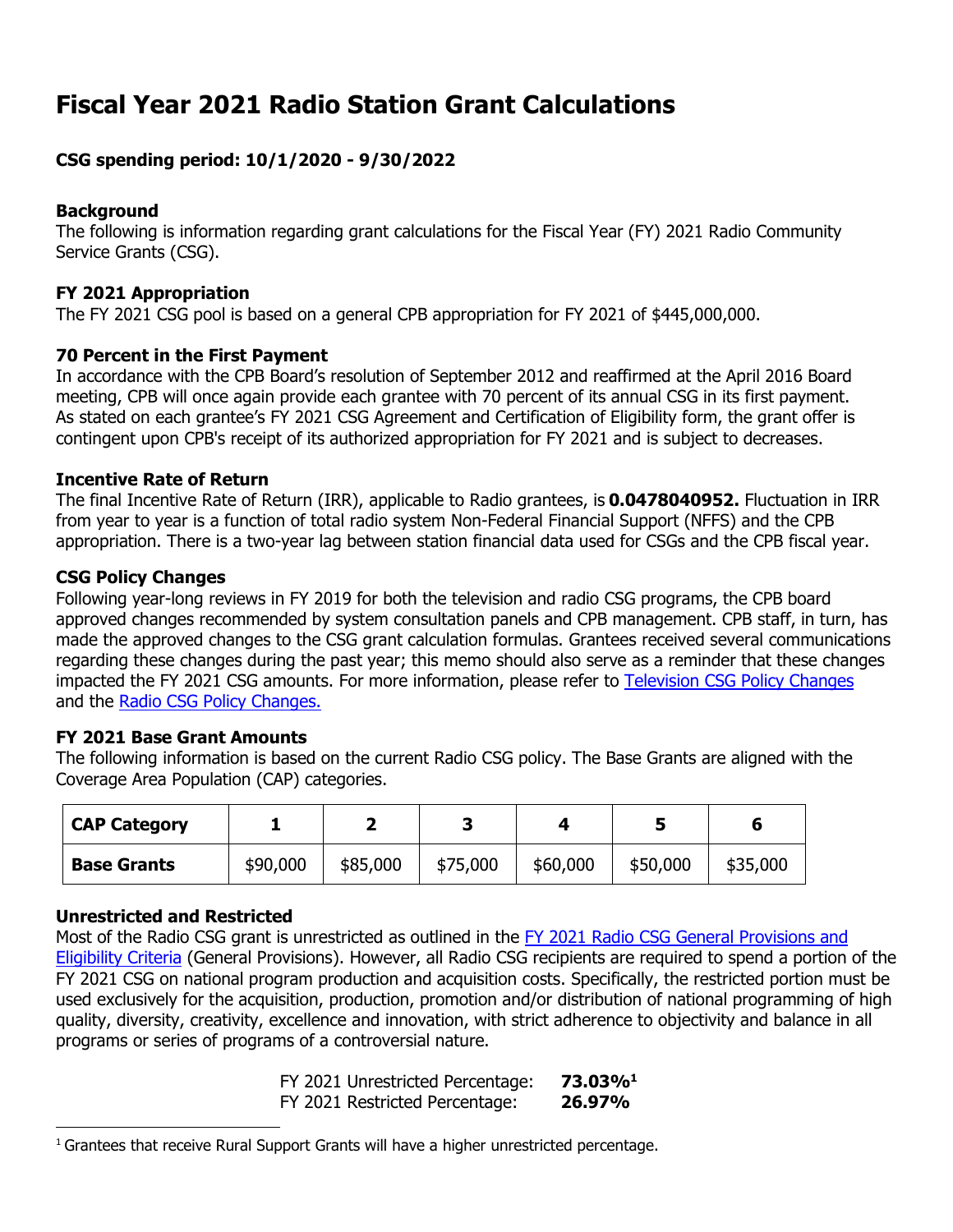# Fiscal Year 2021 Radio Station Grant Calculations

### CSG spending period: 10/1/2020 - 9/30/2022

**Background**
The following is information regarding grant calculations for the Fiscal Year (FY) 2021 Radio Community Service Grants (CSG).

**FY 2021 Appropriation**
The FY 2021 CSG pool is based on a general CPB appropriation for FY 2021 of $445,000,000.

**70 Percent in the First Payment**
In accordance with the CPB Board's resolution of September 2012 and reaffirmed at the April 2016 Board meeting, CPB will once again provide each grantee with 70 percent of its annual CSG in its first payment. As stated on each grantee's FY 2021 CSG Agreement and Certification of Eligibility form, the grant offer is contingent upon CPB's receipt of its authorized appropriation for FY 2021 and is subject to decreases.

**Incentive Rate of Return**
The final Incentive Rate of Return (IRR), applicable to Radio grantees, is **0.0478040952.** Fluctuation in IRR from year to year is a function of total radio system Non-Federal Financial Support (NFFS) and the CPB appropriation. There is a two-year lag between station financial data used for CSGs and the CPB fiscal year.

**CSG Policy Changes**
Following year-long reviews in FY 2019 for both the television and radio CSG programs, the CPB board approved changes recommended by system consultation panels and CPB management. CPB staff, in turn, has made the approved changes to the CSG grant calculation formulas. Grantees received several communications regarding these changes during the past year; this memo should also serve as a reminder that these changes impacted the FY 2021 CSG amounts. For more information, please refer to Television CSG Policy Changes and the Radio CSG Policy Changes.

**FY 2021 Base Grant Amounts**
The following information is based on the current Radio CSG policy. The Base Grants are aligned with the Coverage Area Population (CAP) categories.

| **CAP Category** | **1** | **2** | **3** | **4** | **5** | **6** |
|---|---|---|---|---|---|---|
| **Base Grants** | $90,000 | $85,000 | $75,000 | $60,000 | $50,000 | $35,000 |

**Unrestricted and Restricted**
Most of the Radio CSG grant is unrestricted as outlined in the FY 2021 Radio CSG General Provisions and Eligibility Criteria (General Provisions). However, all Radio CSG recipients are required to spend a portion of the FY 2021 CSG on national program production and acquisition costs. Specifically, the restricted portion must be used exclusively for the acquisition, production, promotion and/or distribution of national programming of high quality, diversity, creativity, excellence and innovation, with strict adherence to objectivity and balance in all programs or series of programs of a controversial nature.

FY 2021 Unrestricted Percentage: **73.03%**[1]
FY 2021 Restricted Percentage: **26.97%**

[1] Grantees that receive Rural Support Grants will have a higher unrestricted percentage.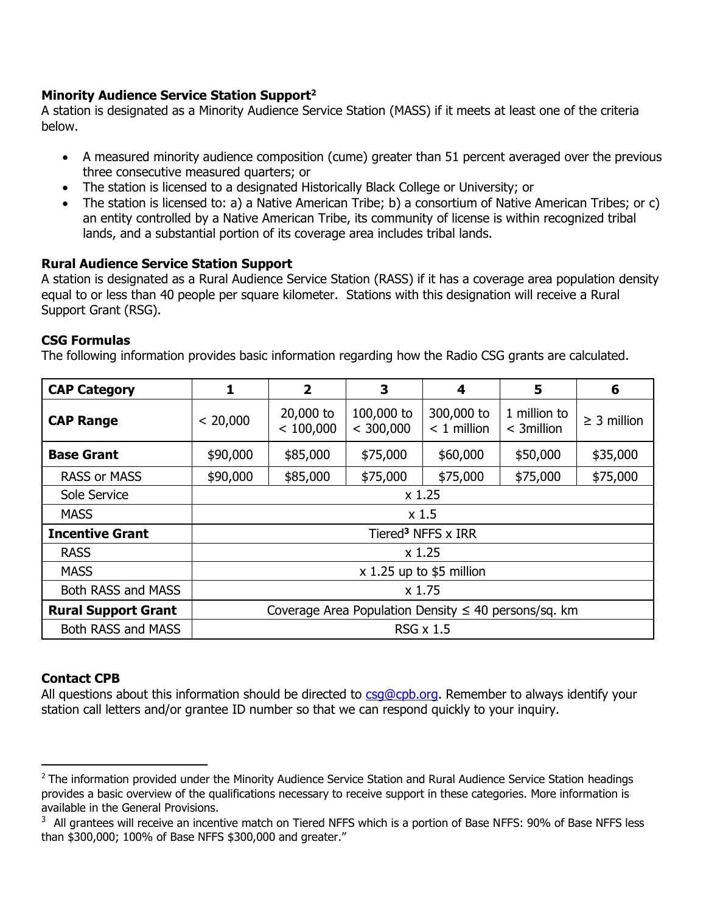### Minority Audience Service Station Support[2]

A station is designated as a Minority Audience Service Station (MASS) if it meets at least one of the criteria below.

- A measured minority audience composition (cume) greater than 51 percent averaged over the previous three consecutive measured quarters; or
- The station is licensed to a designated Historically Black College or University; or
- The station is licensed to: a) a Native American Tribe; b) a consortium of Native American Tribes; or c) an entity controlled by a Native American Tribe, its community of license is within recognized tribal lands, and a substantial portion of its coverage area includes tribal lands.

### Rural Audience Service Station Support

A station is designated as a Rural Audience Service Station (RASS) if it has a coverage area population density equal to or less than 40 people per square kilometer. Stations with this designation will receive a Rural Support Grant (RSG).

### CSG Formulas

The following information provides basic information regarding how the Radio CSG grants are calculated.

| **CAP Category** | **1** | **2** | **3** | **4** | **5** | **6** |
|---|---|---|---|---|---|---|
| **CAP Range** | < 20,000 | 20,000 to < 100,000 | 100,000 to < 300,000 | 300,000 to < 1 million | 1 million to < 3million | ≥ 3 million |
| **Base Grant** | $90,000 | $85,000 | $75,000 | $60,000 | $50,000 | $35,000 |
| RASS or MASS | $90,000 | $85,000 | $75,000 | $75,000 | $75,000 | $75,000 |
| Sole Service | x 1.25 | | | | | |
| MASS | x 1.5 | | | | | |
| **Incentive Grant** | Tiered[3] NFFS x IRR | | | | | |
| RASS | x 1.25 | | | | | |
| MASS | x 1.25 up to $5 million | | | | | |
| Both RASS and MASS | x 1.75 | | | | | |
| **Rural Support Grant** | Coverage Area Population Density ≤ 40 persons/sq. km | | | | | |
| Both RASS and MASS | RSG x 1.5 | | | | | |

### Contact CPB

All questions about this information should be directed to csg@cpb.org. Remember to always identify your station call letters and/or grantee ID number so that we can respond quickly to your inquiry.

---

[2] The information provided under the Minority Audience Service Station and Rural Audience Service Station headings provides a basic overview of the qualifications necessary to receive support in these categories. More information is available in the General Provisions.

[3] All grantees will receive an incentive match on Tiered NFFS which is a portion of Base NFFS: 90% of Base NFFS less than $300,000; 100% of Base NFFS $300,000 and greater."